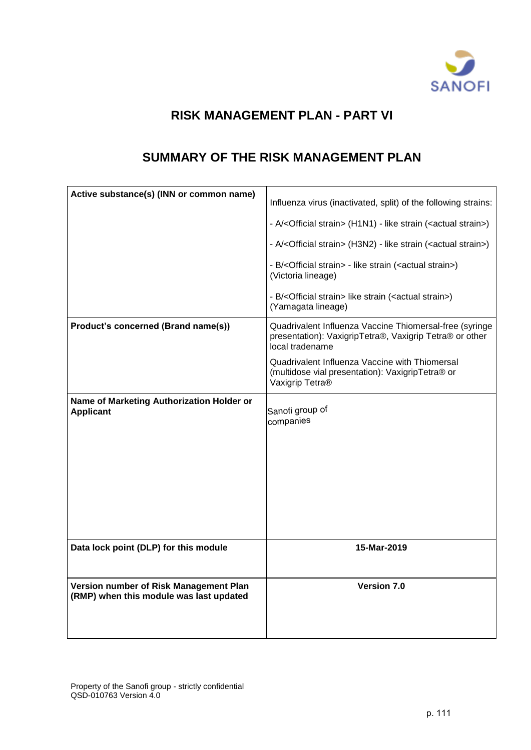# RISK MANAGEMENT PLAN - PART VI

## SUMMARY OF THE RISK MANAGEMENT PLAN

| **Active substance(s) (INN or common name)** | Influenza virus (inactivated, split) of the following strains:<br><br>- A/<Official strain> (H1N1) - like strain (<actual strain>)<br><br>- A/<Official strain> (H3N2) - like strain (<actual strain>)<br><br>- B/<Official strain> - like strain (<actual strain>) (Victoria lineage)<br><br>- B/<Official strain> like strain (<actual strain>) (Yamagata lineage) |
|---|---|
| **Product's concerned (Brand name(s))** | Quadrivalent Influenza Vaccine Thiomersal-free (syringe presentation): VaxigripTetra®, Vaxigrip Tetra® or other local tradename<br><br>Quadrivalent Influenza Vaccine with Thiomersal (multidose vial presentation): VaxigripTetra® or Vaxigrip Tetra® |
| **Name of Marketing Authorization Holder or Applicant** | Sanofi group of companies |
| **Data lock point (DLP) for this module** | **15-Mar-2019** |
| **Version number of Risk Management Plan (RMP) when this module was last updated** | **Version 7.0** |

Property of the Sanofi group - strictly confidential
QSD-010763 Version 4.0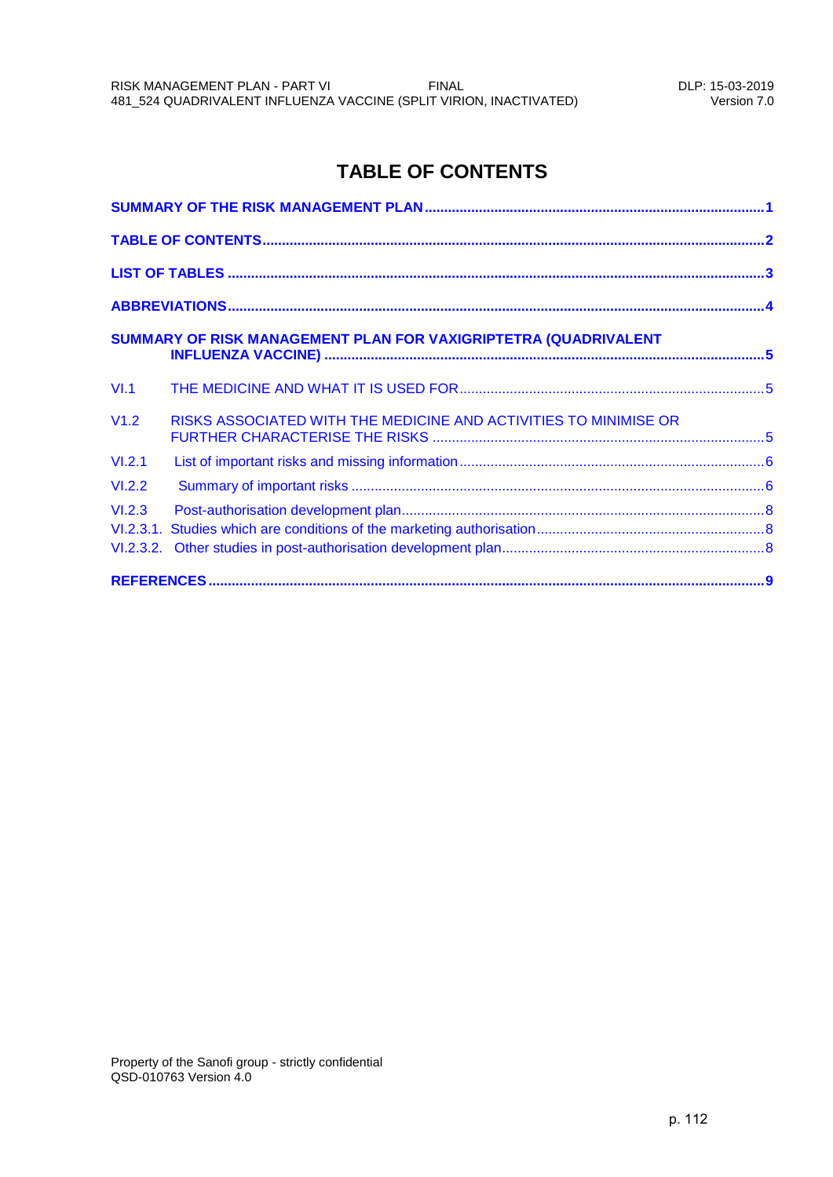# TABLE OF CONTENTS

SUMMARY OF THE RISK MANAGEMENT PLAN ........................................ 1

TABLE OF CONTENTS ........................................ 2

LIST OF TABLES ........................................ 3

ABBREVIATIONS ........................................ 4

SUMMARY OF RISK MANAGEMENT PLAN FOR VAXIGRIPTETRA (QUADRIVALENT INFLUENZA VACCINE) ........................................ 5

VI.1 THE MEDICINE AND WHAT IT IS USED FOR ........................................ 5

V1.2 RISKS ASSOCIATED WITH THE MEDICINE AND ACTIVITIES TO MINIMISE OR FURTHER CHARACTERISE THE RISKS ........................................ 5

VI.2.1 List of important risks and missing information ........................................ 6

VI.2.2 Summary of important risks ........................................ 6

VI.2.3 Post-authorisation development plan ........................................ 8

VI.2.3.1. Studies which are conditions of the marketing authorisation ........................................ 8

VI.2.3.2. Other studies in post-authorisation development plan ........................................ 8

REFERENCES ........................................ 9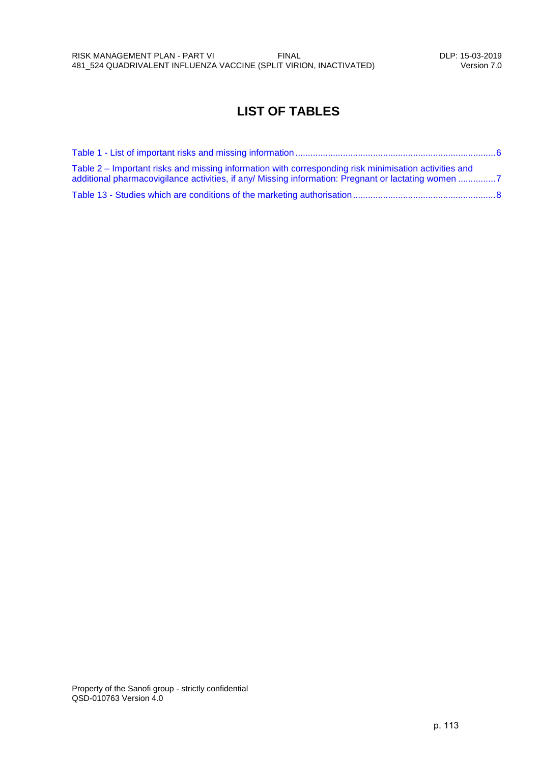# LIST OF TABLES

Table 1 - List of important risks and missing information ................................................................................6

Table 2 – Important risks and missing information with corresponding risk minimisation activities and additional pharmacovigilance activities, if any/ Missing information: Pregnant or lactating women ..............7

Table 13 - Studies which are conditions of the marketing authorisation ........................................................8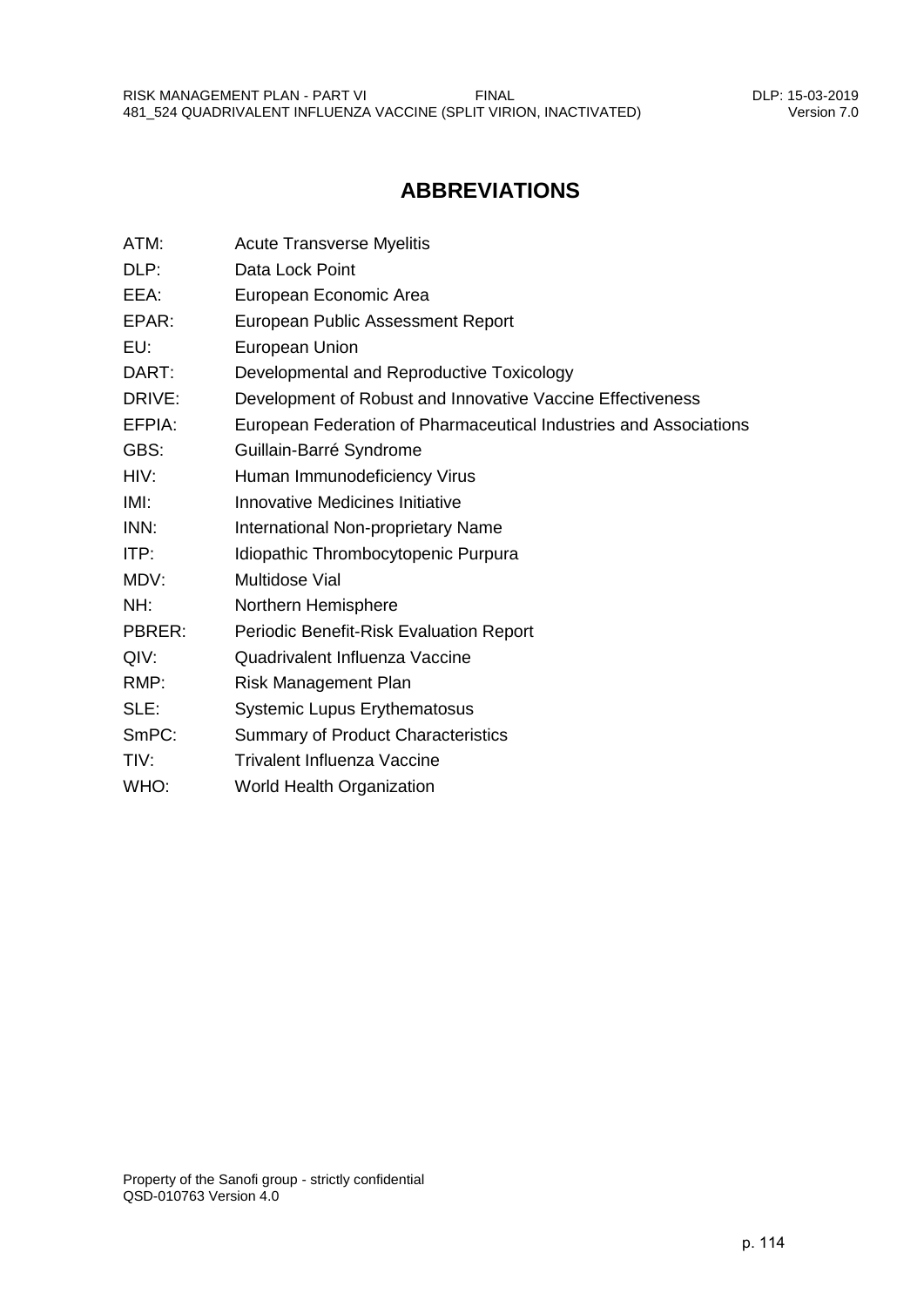# ABBREVIATIONS

| | |
|---|---|
| ATM: | Acute Transverse Myelitis |
| DLP: | Data Lock Point |
| EEA: | European Economic Area |
| EPAR: | European Public Assessment Report |
| EU: | European Union |
| DART: | Developmental and Reproductive Toxicology |
| DRIVE: | Development of Robust and Innovative Vaccine Effectiveness |
| EFPIA: | European Federation of Pharmaceutical Industries and Associations |
| GBS: | Guillain-Barré Syndrome |
| HIV: | Human Immunodeficiency Virus |
| IMI: | Innovative Medicines Initiative |
| INN: | International Non-proprietary Name |
| ITP: | Idiopathic Thrombocytopenic Purpura |
| MDV: | Multidose Vial |
| NH: | Northern Hemisphere |
| PBRER: | Periodic Benefit-Risk Evaluation Report |
| QIV: | Quadrivalent Influenza Vaccine |
| RMP: | Risk Management Plan |
| SLE: | Systemic Lupus Erythematosus |
| SmPC: | Summary of Product Characteristics |
| TIV: | Trivalent Influenza Vaccine |
| WHO: | World Health Organization |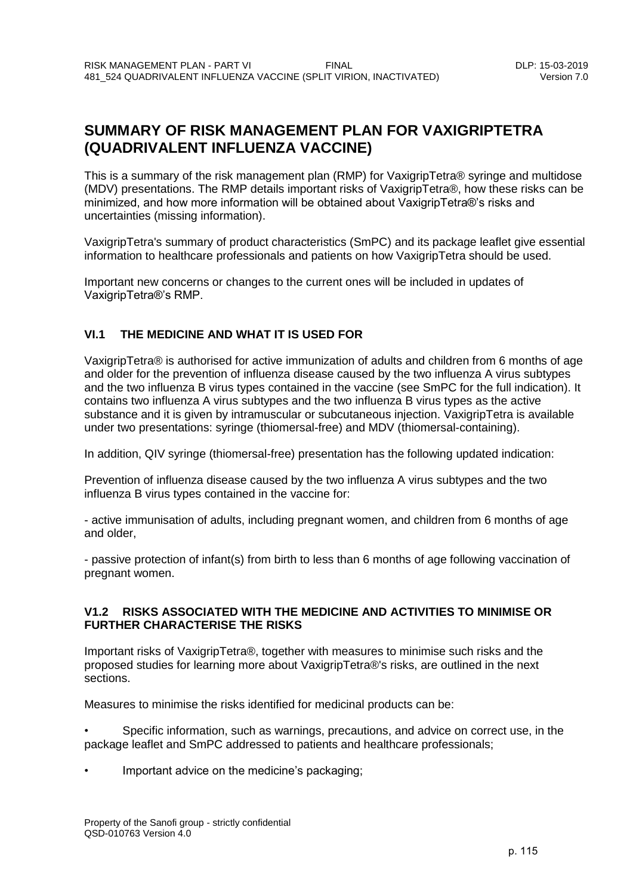# SUMMARY OF RISK MANAGEMENT PLAN FOR VAXIGRIPTETRA (QUADRIVALENT INFLUENZA VACCINE)

This is a summary of the risk management plan (RMP) for VaxigripTetra® syringe and multidose (MDV) presentations. The RMP details important risks of VaxigripTetra®, how these risks can be minimized, and how more information will be obtained about VaxigripTetra®'s risks and uncertainties (missing information).

VaxigripTetra's summary of product characteristics (SmPC) and its package leaflet give essential information to healthcare professionals and patients on how VaxigripTetra should be used.

Important new concerns or changes to the current ones will be included in updates of VaxigripTetra®'s RMP.

## VI.1 THE MEDICINE AND WHAT IT IS USED FOR

VaxigripTetra® is authorised for active immunization of adults and children from 6 months of age and older for the prevention of influenza disease caused by the two influenza A virus subtypes and the two influenza B virus types contained in the vaccine (see SmPC for the full indication). It contains two influenza A virus subtypes and the two influenza B virus types as the active substance and it is given by intramuscular or subcutaneous injection. VaxigripTetra is available under two presentations: syringe (thiomersal-free) and MDV (thiomersal-containing).

In addition, QIV syringe (thiomersal-free) presentation has the following updated indication:

Prevention of influenza disease caused by the two influenza A virus subtypes and the two influenza B virus types contained in the vaccine for:

- active immunisation of adults, including pregnant women, and children from 6 months of age and older,

- passive protection of infant(s) from birth to less than 6 months of age following vaccination of pregnant women.

## V1.2 RISKS ASSOCIATED WITH THE MEDICINE AND ACTIVITIES TO MINIMISE OR FURTHER CHARACTERISE THE RISKS

Important risks of VaxigripTetra®, together with measures to minimise such risks and the proposed studies for learning more about VaxigripTetra®'s risks, are outlined in the next sections.

Measures to minimise the risks identified for medicinal products can be:

- Specific information, such as warnings, precautions, and advice on correct use, in the package leaflet and SmPC addressed to patients and healthcare professionals;
- Important advice on the medicine's packaging;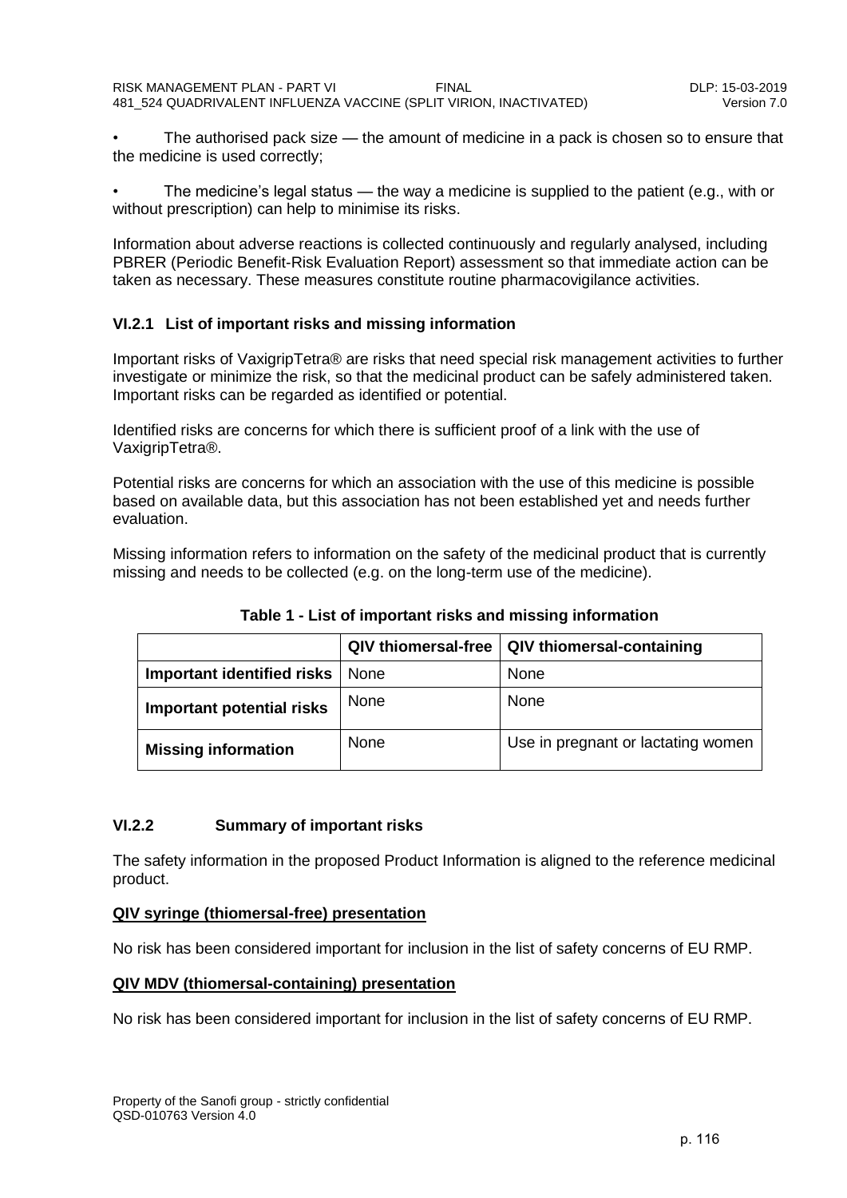- The authorised pack size — the amount of medicine in a pack is chosen so to ensure that the medicine is used correctly;
- The medicine's legal status — the way a medicine is supplied to the patient (e.g., with or without prescription) can help to minimise its risks.

Information about adverse reactions is collected continuously and regularly analysed, including PBRER (Periodic Benefit-Risk Evaluation Report) assessment so that immediate action can be taken as necessary. These measures constitute routine pharmacovigilance activities.

### VI.2.1 List of important risks and missing information

Important risks of VaxigripTetra® are risks that need special risk management activities to further investigate or minimize the risk, so that the medicinal product can be safely administered taken. Important risks can be regarded as identified or potential.

Identified risks are concerns for which there is sufficient proof of a link with the use of VaxigripTetra®.

Potential risks are concerns for which an association with the use of this medicine is possible based on available data, but this association has not been established yet and needs further evaluation.

Missing information refers to information on the safety of the medicinal product that is currently missing and needs to be collected (e.g. on the long-term use of the medicine).

**Table 1 - List of important risks and missing information**

| | QIV thiomersal-free | QIV thiomersal-containing |
|---|---|---|
| **Important identified risks** | None | None |
| **Important potential risks** | None | None |
| **Missing information** | None | Use in pregnant or lactating women |

### VI.2.2 Summary of important risks

The safety information in the proposed Product Information is aligned to the reference medicinal product.

**QIV syringe (thiomersal-free) presentation**

No risk has been considered important for inclusion in the list of safety concerns of EU RMP.

**QIV MDV (thiomersal-containing) presentation**

No risk has been considered important for inclusion in the list of safety concerns of EU RMP.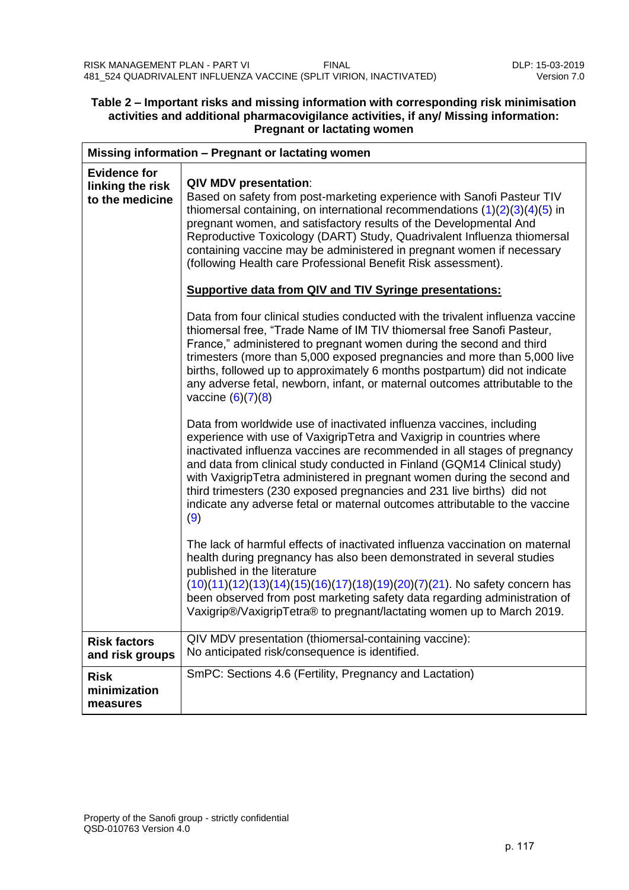**Table 2 – Important risks and missing information with corresponding risk minimisation activities and additional pharmacovigilance activities, if any/ Missing information: Pregnant or lactating women**

| Missing information – Pregnant or lactating women | |
|---|---|
| **Evidence for linking the risk to the medicine** | **QIV MDV presentation**: Based on safety from post-marketing experience with Sanofi Pasteur TIV thiomersal containing, on international recommendations (1)(2)(3)(4)(5) in pregnant women, and satisfactory results of the Developmental And Reproductive Toxicology (DART) Study, Quadrivalent Influenza thiomersal containing vaccine may be administered in pregnant women if necessary (following Health care Professional Benefit Risk assessment).<br><br>**<u>Supportive data from QIV and TIV Syringe presentations:</u>**<br><br>Data from four clinical studies conducted with the trivalent influenza vaccine thiomersal free, "Trade Name of IM TIV thiomersal free Sanofi Pasteur, France," administered to pregnant women during the second and third trimesters (more than 5,000 exposed pregnancies and more than 5,000 live births, followed up to approximately 6 months postpartum) did not indicate any adverse fetal, newborn, infant, or maternal outcomes attributable to the vaccine (6)(7)(8)<br><br>Data from worldwide use of inactivated influenza vaccines, including experience with use of VaxigripTetra and Vaxigrip in countries where inactivated influenza vaccines are recommended in all stages of pregnancy and data from clinical study conducted in Finland (GQM14 Clinical study) with VaxigripTetra administered in pregnant women during the second and third trimesters (230 exposed pregnancies and 231 live births) did not indicate any adverse fetal or maternal outcomes attributable to the vaccine (9)<br><br>The lack of harmful effects of inactivated influenza vaccination on maternal health during pregnancy has also been demonstrated in several studies published in the literature (10)(11)(12)(13)(14)(15)(16)(17)(18)(19)(20)(7)(21). No safety concern has been observed from post marketing safety data regarding administration of Vaxigrip®/VaxigripTetra® to pregnant/lactating women up to March 2019. |
| **Risk factors and risk groups** | QIV MDV presentation (thiomersal-containing vaccine):<br>No anticipated risk/consequence is identified. |
| **Risk minimization measures** | SmPC: Sections 4.6 (Fertility, Pregnancy and Lactation) |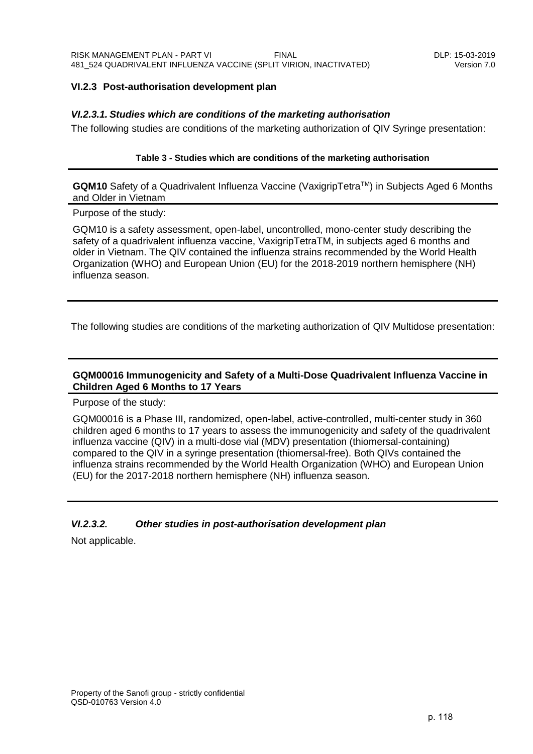### VI.2.3 Post-authorisation development plan

#### *VI.2.3.1. Studies which are conditions of the marketing authorisation*

The following studies are conditions of the marketing authorization of QIV Syringe presentation:

**Table 3 - Studies which are conditions of the marketing authorisation**

**GQM10** Safety of a Quadrivalent Influenza Vaccine (VaxigripTetra™) in Subjects Aged 6 Months and Older in Vietnam

Purpose of the study:

GQM10 is a safety assessment, open-label, uncontrolled, mono-center study describing the safety of a quadrivalent influenza vaccine, VaxigripTetraTM, in subjects aged 6 months and older in Vietnam. The QIV contained the influenza strains recommended by the World Health Organization (WHO) and European Union (EU) for the 2018-2019 northern hemisphere (NH) influenza season.

The following studies are conditions of the marketing authorization of QIV Multidose presentation:

**GQM00016 Immunogenicity and Safety of a Multi-Dose Quadrivalent Influenza Vaccine in Children Aged 6 Months to 17 Years**

Purpose of the study:

GQM00016 is a Phase III, randomized, open-label, active-controlled, multi-center study in 360 children aged 6 months to 17 years to assess the immunogenicity and safety of the quadrivalent influenza vaccine (QIV) in a multi-dose vial (MDV) presentation (thiomersal-containing) compared to the QIV in a syringe presentation (thiomersal-free). Both QIVs contained the influenza strains recommended by the World Health Organization (WHO) and European Union (EU) for the 2017-2018 northern hemisphere (NH) influenza season.

#### *VI.2.3.2. Other studies in post-authorisation development plan*

Not applicable.